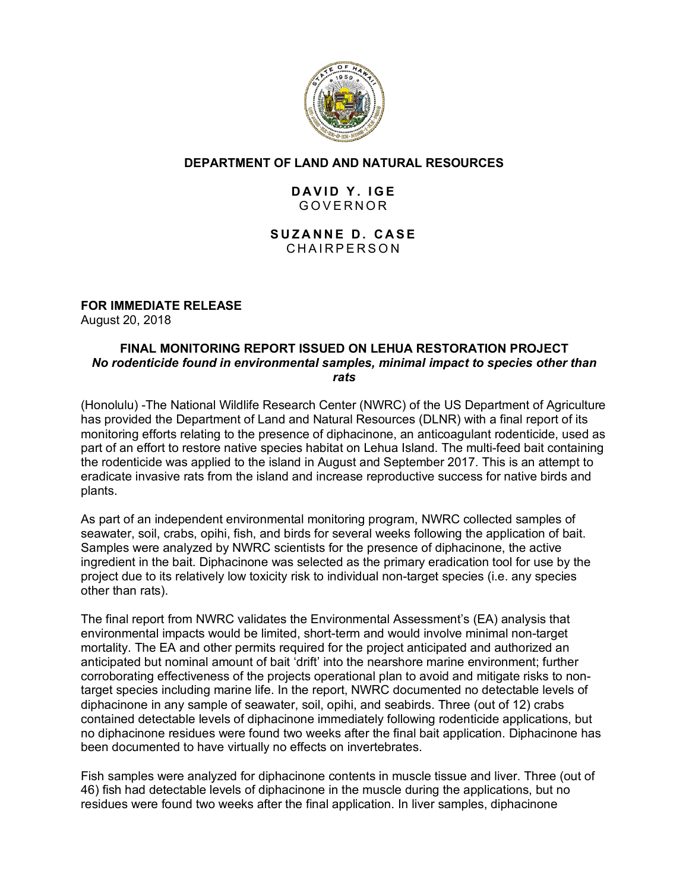**DEPARTMENT OF LAND AND NATURAL RESOURCES**

**DAVID Y. IGE**
GOVERNOR

**SUZANNE D. CASE**
CHAIRPERSON

**FOR IMMEDIATE RELEASE**
August 20, 2018

## FINAL MONITORING REPORT ISSUED ON LEHUA RESTORATION PROJECT

***No rodenticide found in environmental samples, minimal impact to species other than rats***

(Honolulu) -The National Wildlife Research Center (NWRC) of the US Department of Agriculture has provided the Department of Land and Natural Resources (DLNR) with a final report of its monitoring efforts relating to the presence of diphacinone, an anticoagulant rodenticide, used as part of an effort to restore native species habitat on Lehua Island. The multi-feed bait containing the rodenticide was applied to the island in August and September 2017. This is an attempt to eradicate invasive rats from the island and increase reproductive success for native birds and plants.

As part of an independent environmental monitoring program, NWRC collected samples of seawater, soil, crabs, opihi, fish, and birds for several weeks following the application of bait. Samples were analyzed by NWRC scientists for the presence of diphacinone, the active ingredient in the bait. Diphacinone was selected as the primary eradication tool for use by the project due to its relatively low toxicity risk to individual non-target species (i.e. any species other than rats).

The final report from NWRC validates the Environmental Assessment's (EA) analysis that environmental impacts would be limited, short-term and would involve minimal non-target mortality. The EA and other permits required for the project anticipated and authorized an anticipated but nominal amount of bait 'drift' into the nearshore marine environment; further corroborating effectiveness of the projects operational plan to avoid and mitigate risks to non-target species including marine life. In the report, NWRC documented no detectable levels of diphacinone in any sample of seawater, soil, opihi, and seabirds. Three (out of 12) crabs contained detectable levels of diphacinone immediately following rodenticide applications, but no diphacinone residues were found two weeks after the final bait application. Diphacinone has been documented to have virtually no effects on invertebrates.

Fish samples were analyzed for diphacinone contents in muscle tissue and liver. Three (out of 46) fish had detectable levels of diphacinone in the muscle during the applications, but no residues were found two weeks after the final application. In liver samples, diphacinone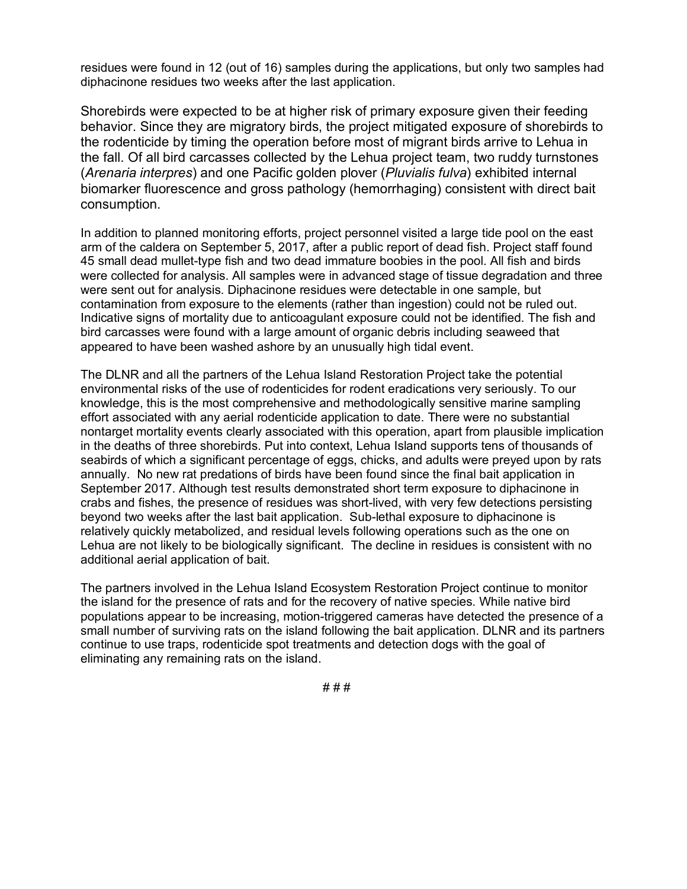residues were found in 12 (out of 16) samples during the applications, but only two samples had diphacinone residues two weeks after the last application.

Shorebirds were expected to be at higher risk of primary exposure given their feeding behavior. Since they are migratory birds, the project mitigated exposure of shorebirds to the rodenticide by timing the operation before most of migrant birds arrive to Lehua in the fall. Of all bird carcasses collected by the Lehua project team, two ruddy turnstones (*Arenaria interpres*) and one Pacific golden plover (*Pluvialis fulva*) exhibited internal biomarker fluorescence and gross pathology (hemorrhaging) consistent with direct bait consumption.

In addition to planned monitoring efforts, project personnel visited a large tide pool on the east arm of the caldera on September 5, 2017, after a public report of dead fish. Project staff found 45 small dead mullet-type fish and two dead immature boobies in the pool. All fish and birds were collected for analysis. All samples were in advanced stage of tissue degradation and three were sent out for analysis. Diphacinone residues were detectable in one sample, but contamination from exposure to the elements (rather than ingestion) could not be ruled out. Indicative signs of mortality due to anticoagulant exposure could not be identified. The fish and bird carcasses were found with a large amount of organic debris including seaweed that appeared to have been washed ashore by an unusually high tidal event.

The DLNR and all the partners of the Lehua Island Restoration Project take the potential environmental risks of the use of rodenticides for rodent eradications very seriously. To our knowledge, this is the most comprehensive and methodologically sensitive marine sampling effort associated with any aerial rodenticide application to date. There were no substantial nontarget mortality events clearly associated with this operation, apart from plausible implication in the deaths of three shorebirds. Put into context, Lehua Island supports tens of thousands of seabirds of which a significant percentage of eggs, chicks, and adults were preyed upon by rats annually. No new rat predations of birds have been found since the final bait application in September 2017. Although test results demonstrated short term exposure to diphacinone in crabs and fishes, the presence of residues was short-lived, with very few detections persisting beyond two weeks after the last bait application. Sub-lethal exposure to diphacinone is relatively quickly metabolized, and residual levels following operations such as the one on Lehua are not likely to be biologically significant. The decline in residues is consistent with no additional aerial application of bait.

The partners involved in the Lehua Island Ecosystem Restoration Project continue to monitor the island for the presence of rats and for the recovery of native species. While native bird populations appear to be increasing, motion-triggered cameras have detected the presence of a small number of surviving rats on the island following the bait application. DLNR and its partners continue to use traps, rodenticide spot treatments and detection dogs with the goal of eliminating any remaining rats on the island.

# # #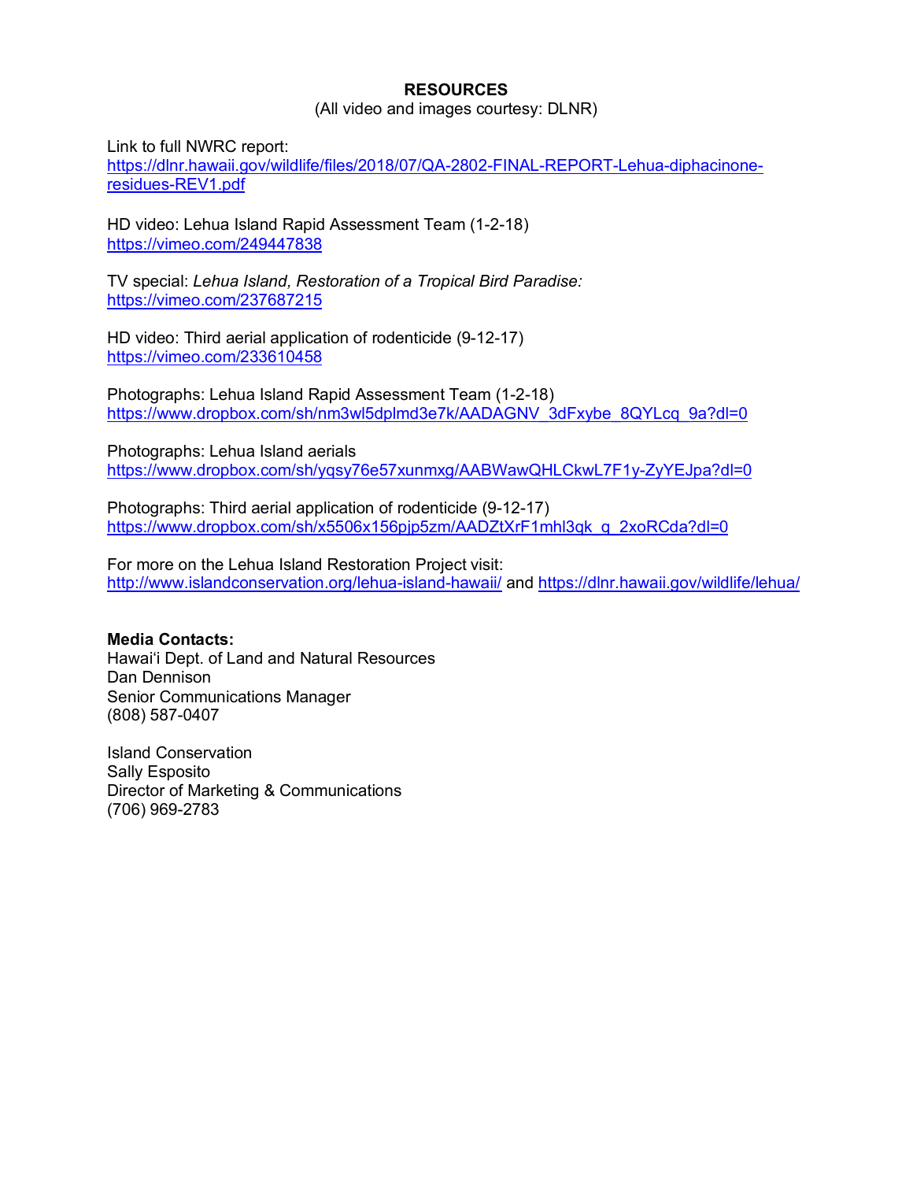**RESOURCES**

(All video and images courtesy: DLNR)

Link to full NWRC report:
https://dlnr.hawaii.gov/wildlife/files/2018/07/QA-2802-FINAL-REPORT-Lehua-diphacinone-residues-REV1.pdf

HD video: Lehua Island Rapid Assessment Team (1-2-18)
https://vimeo.com/249447838

TV special: *Lehua Island, Restoration of a Tropical Bird Paradise:*
https://vimeo.com/237687215

HD video: Third aerial application of rodenticide (9-12-17)
https://vimeo.com/233610458

Photographs: Lehua Island Rapid Assessment Team (1-2-18)
https://www.dropbox.com/sh/nm3wl5dplmd3e7k/AADAGNV_3dFxybe_8QYLcq_9a?dl=0

Photographs: Lehua Island aerials
https://www.dropbox.com/sh/yqsy76e57xunmxg/AABWawQHLCkwL7F1y-ZyYEJpa?dl=0

Photographs: Third aerial application of rodenticide (9-12-17)
https://www.dropbox.com/sh/x5506x156pjp5zm/AADZtXrF1mhl3qk_q_2xoRCda?dl=0

For more on the Lehua Island Restoration Project visit:
http://www.islandconservation.org/lehua-island-hawaii/ and https://dlnr.hawaii.gov/wildlife/lehua/

**Media Contacts:**
Hawai'i Dept. of Land and Natural Resources
Dan Dennison
Senior Communications Manager
(808) 587-0407

Island Conservation
Sally Esposito
Director of Marketing & Communications
(706) 969-2783